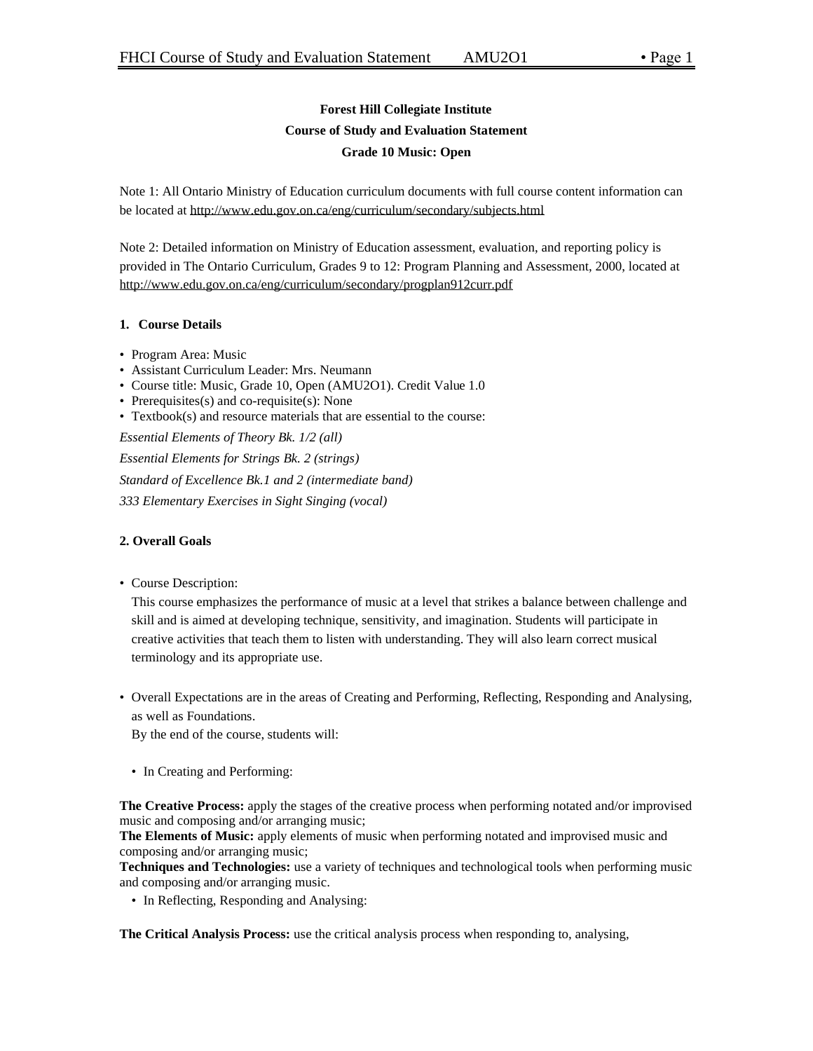**Forest Hill Collegiate Institute**
**Course of Study and Evaluation Statement**
**Grade 10 Music: Open**

Note 1: All Ontario Ministry of Education curriculum documents with full course content information can be located at http://www.edu.gov.on.ca/eng/curriculum/secondary/subjects.html

Note 2: Detailed information on Ministry of Education assessment, evaluation, and reporting policy is provided in The Ontario Curriculum, Grades 9 to 12: Program Planning and Assessment, 2000, located at http://www.edu.gov.on.ca/eng/curriculum/secondary/progplan912curr.pdf

## 1. Course Details

- Program Area: Music
- Assistant Curriculum Leader: Mrs. Neumann
- Course title: Music, Grade 10, Open (AMU2O1). Credit Value 1.0
- Prerequisites(s) and co-requisite(s): None
- Textbook(s) and resource materials that are essential to the course:

*Essential Elements of Theory Bk. 1/2 (all)*

*Essential Elements for Strings Bk. 2 (strings)*

*Standard of Excellence Bk.1 and 2 (intermediate band)*

*333 Elementary Exercises in Sight Singing (vocal)*

## 2. Overall Goals

- Course Description:

  This course emphasizes the performance of music at a level that strikes a balance between challenge and skill and is aimed at developing technique, sensitivity, and imagination. Students will participate in creative activities that teach them to listen with understanding. They will also learn correct musical terminology and its appropriate use.

- Overall Expectations are in the areas of Creating and Performing, Reflecting, Responding and Analysing, as well as Foundations.

  By the end of the course, students will:

  - In Creating and Performing:

**The Creative Process:** apply the stages of the creative process when performing notated and/or improvised music and composing and/or arranging music;
**The Elements of Music:** apply elements of music when performing notated and improvised music and composing and/or arranging music;
**Techniques and Technologies:** use a variety of techniques and technological tools when performing music and composing and/or arranging music.

  - In Reflecting, Responding and Analysing:

**The Critical Analysis Process:** use the critical analysis process when responding to, analysing,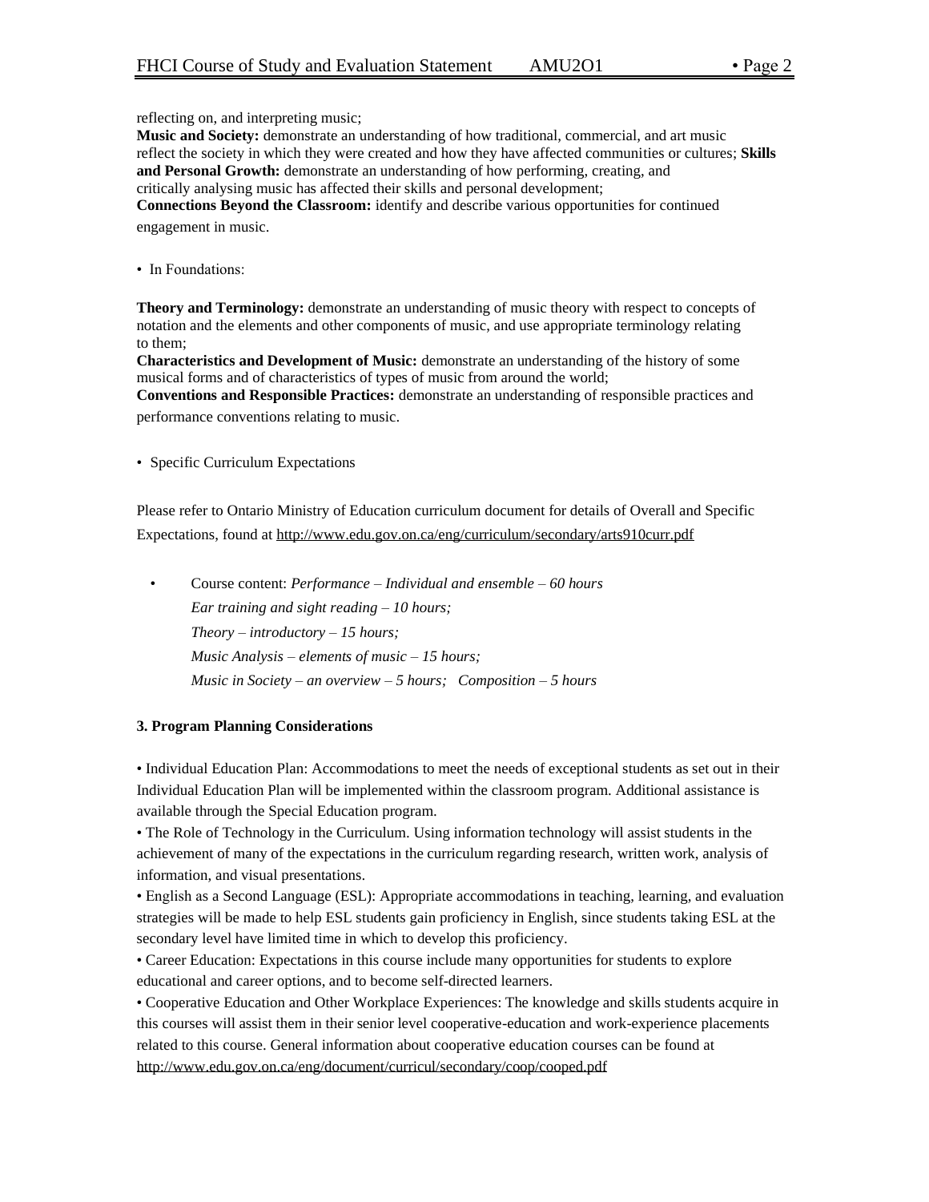reflecting on, and interpreting music;
**Music and Society:** demonstrate an understanding of how traditional, commercial, and art music reflect the society in which they were created and how they have affected communities or cultures; **Skills and Personal Growth:** demonstrate an understanding of how performing, creating, and critically analysing music has affected their skills and personal development;
**Connections Beyond the Classroom:** identify and describe various opportunities for continued engagement in music.

• In Foundations:

**Theory and Terminology:** demonstrate an understanding of music theory with respect to concepts of notation and the elements and other components of music, and use appropriate terminology relating to them;
**Characteristics and Development of Music:** demonstrate an understanding of the history of some musical forms and of characteristics of types of music from around the world;
**Conventions and Responsible Practices:** demonstrate an understanding of responsible practices and performance conventions relating to music.

• Specific Curriculum Expectations

Please refer to Ontario Ministry of Education curriculum document for details of Overall and Specific Expectations, found at http://www.edu.gov.on.ca/eng/curriculum/secondary/arts910curr.pdf

• Course content: *Performance – Individual and ensemble – 60 hours*
*Ear training and sight reading – 10 hours;*
*Theory – introductory – 15 hours;*
*Music Analysis – elements of music – 15 hours;*
*Music in Society – an overview – 5 hours; Composition – 5 hours*

**3. Program Planning Considerations**

• Individual Education Plan: Accommodations to meet the needs of exceptional students as set out in their Individual Education Plan will be implemented within the classroom program. Additional assistance is available through the Special Education program.
• The Role of Technology in the Curriculum. Using information technology will assist students in the achievement of many of the expectations in the curriculum regarding research, written work, analysis of information, and visual presentations.
• English as a Second Language (ESL): Appropriate accommodations in teaching, learning, and evaluation strategies will be made to help ESL students gain proficiency in English, since students taking ESL at the secondary level have limited time in which to develop this proficiency.
• Career Education: Expectations in this course include many opportunities for students to explore educational and career options, and to become self-directed learners.
• Cooperative Education and Other Workplace Experiences: The knowledge and skills students acquire in this courses will assist them in their senior level cooperative-education and work-experience placements related to this course. General information about cooperative education courses can be found at http://www.edu.gov.on.ca/eng/document/curricul/secondary/coop/cooped.pdf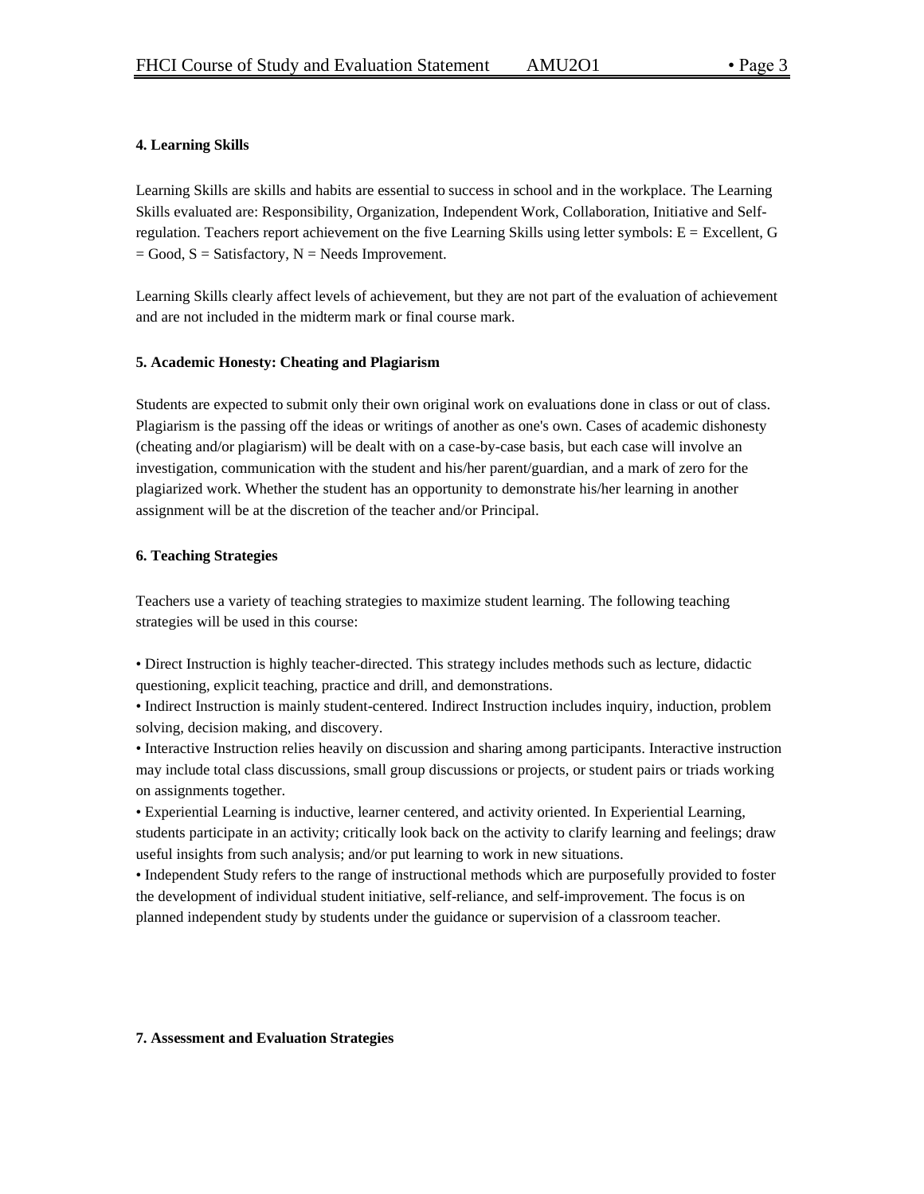**4. Learning Skills**

Learning Skills are skills and habits are essential to success in school and in the workplace. The Learning Skills evaluated are: Responsibility, Organization, Independent Work, Collaboration, Initiative and Self-regulation. Teachers report achievement on the five Learning Skills using letter symbols: E = Excellent, G = Good, S = Satisfactory, N = Needs Improvement.

Learning Skills clearly affect levels of achievement, but they are not part of the evaluation of achievement and are not included in the midterm mark or final course mark.

**5. Academic Honesty: Cheating and Plagiarism**

Students are expected to submit only their own original work on evaluations done in class or out of class. Plagiarism is the passing off the ideas or writings of another as one's own. Cases of academic dishonesty (cheating and/or plagiarism) will be dealt with on a case-by-case basis, but each case will involve an investigation, communication with the student and his/her parent/guardian, and a mark of zero for the plagiarized work. Whether the student has an opportunity to demonstrate his/her learning in another assignment will be at the discretion of the teacher and/or Principal.

**6. Teaching Strategies**

Teachers use a variety of teaching strategies to maximize student learning. The following teaching strategies will be used in this course:

- Direct Instruction is highly teacher-directed. This strategy includes methods such as lecture, didactic questioning, explicit teaching, practice and drill, and demonstrations.
- Indirect Instruction is mainly student-centered. Indirect Instruction includes inquiry, induction, problem solving, decision making, and discovery.
- Interactive Instruction relies heavily on discussion and sharing among participants. Interactive instruction may include total class discussions, small group discussions or projects, or student pairs or triads working on assignments together.
- Experiential Learning is inductive, learner centered, and activity oriented. In Experiential Learning, students participate in an activity; critically look back on the activity to clarify learning and feelings; draw useful insights from such analysis; and/or put learning to work in new situations.
- Independent Study refers to the range of instructional methods which are purposefully provided to foster the development of individual student initiative, self-reliance, and self-improvement. The focus is on planned independent study by students under the guidance or supervision of a classroom teacher.

**7. Assessment and Evaluation Strategies**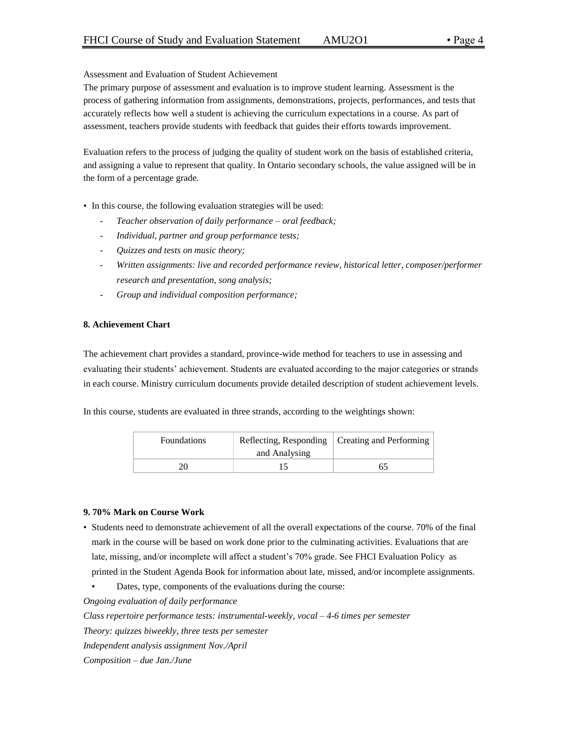Assessment and Evaluation of Student Achievement

The primary purpose of assessment and evaluation is to improve student learning. Assessment is the process of gathering information from assignments, demonstrations, projects, performances, and tests that accurately reflects how well a student is achieving the curriculum expectations in a course. As part of assessment, teachers provide students with feedback that guides their efforts towards improvement.

Evaluation refers to the process of judging the quality of student work on the basis of established criteria, and assigning a value to represent that quality. In Ontario secondary schools, the value assigned will be in the form of a percentage grade.

- In this course, the following evaluation strategies will be used:
  - *Teacher observation of daily performance – oral feedback;*
  - *Individual, partner and group performance tests;*
  - *Quizzes and tests on music theory;*
  - *Written assignments: live and recorded performance review, historical letter, composer/performer research and presentation, song analysis;*
  - *Group and individual composition performance;*

**8. Achievement Chart**

The achievement chart provides a standard, province-wide method for teachers to use in assessing and evaluating their students' achievement. Students are evaluated according to the major categories or strands in each course. Ministry curriculum documents provide detailed description of student achievement levels.

In this course, students are evaluated in three strands, according to the weightings shown:

| Foundations | Reflecting, Responding and Analysing | Creating and Performing |
|---|---|---|
| 20 | 15 | 65 |

**9. 70% Mark on Course Work**

- Students need to demonstrate achievement of all the overall expectations of the course. 70% of the final mark in the course will be based on work done prior to the culminating activities. Evaluations that are late, missing, and/or incomplete will affect a student's 70% grade. See FHCI Evaluation Policy as printed in the Student Agenda Book for information about late, missed, and/or incomplete assignments.
  - Dates, type, components of the evaluations during the course:

*Ongoing evaluation of daily performance*

*Class repertoire performance tests: instrumental-weekly, vocal – 4-6 times per semester*

*Theory: quizzes biweekly, three tests per semester*

*Independent analysis assignment Nov./April*

*Composition – due Jan./June*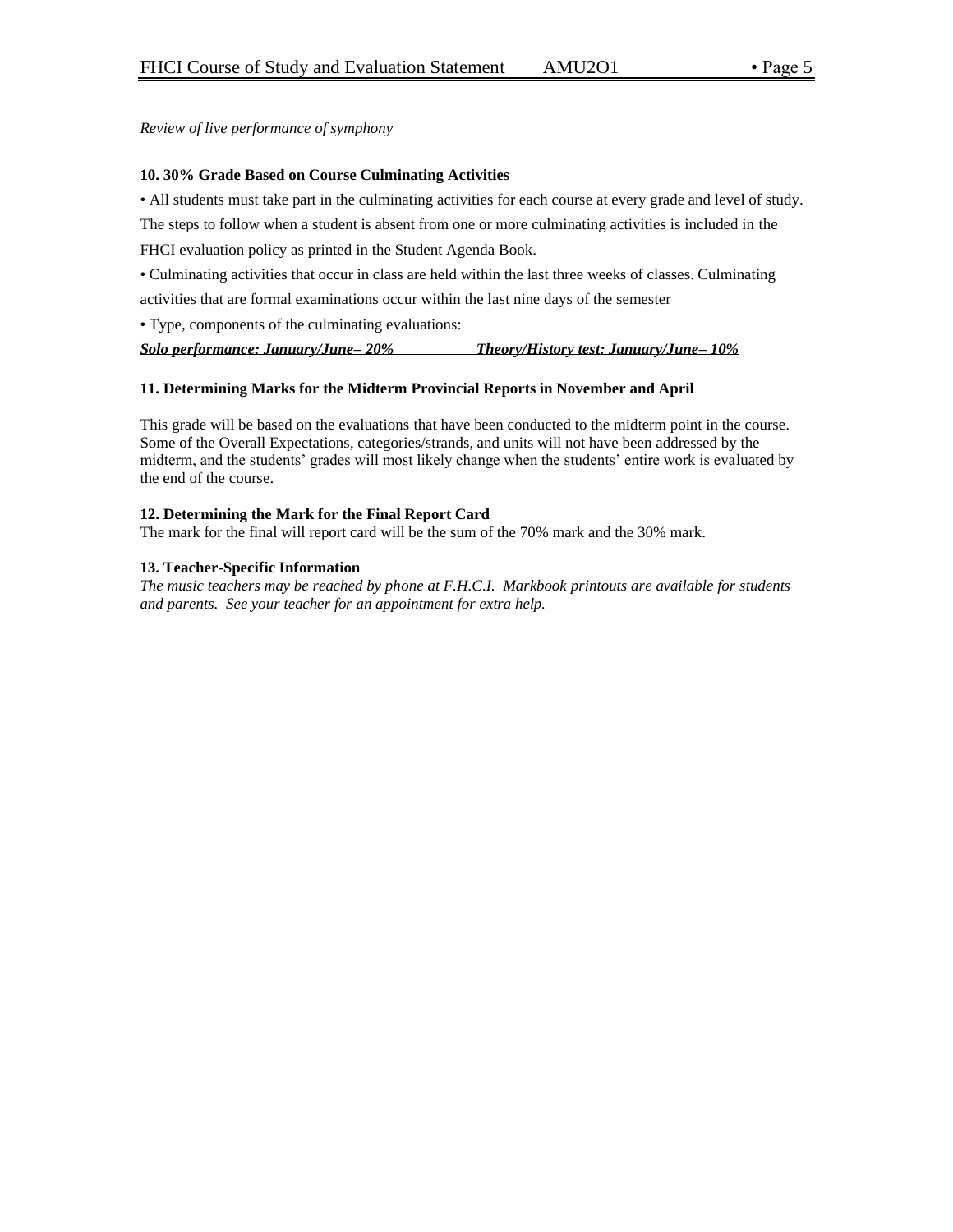*Review of live performance of symphony*

**10. 30% Grade Based on Course Culminating Activities**

• All students must take part in the culminating activities for each course at every grade and level of study. The steps to follow when a student is absent from one or more culminating activities is included in the FHCI evaluation policy as printed in the Student Agenda Book.

• Culminating activities that occur in class are held within the last three weeks of classes. Culminating activities that are formal examinations occur within the last nine days of the semester

• Type, components of the culminating evaluations:

***Solo performance: January/June– 20%*** ***Theory/History test: January/June– 10%***

**11. Determining Marks for the Midterm Provincial Reports in November and April**

This grade will be based on the evaluations that have been conducted to the midterm point in the course. Some of the Overall Expectations, categories/strands, and units will not have been addressed by the midterm, and the students' grades will most likely change when the students' entire work is evaluated by the end of the course.

**12. Determining the Mark for the Final Report Card**

The mark for the final will report card will be the sum of the 70% mark and the 30% mark.

**13. Teacher-Specific Information**

*The music teachers may be reached by phone at F.H.C.I. Markbook printouts are available for students and parents. See your teacher for an appointment for extra help.*